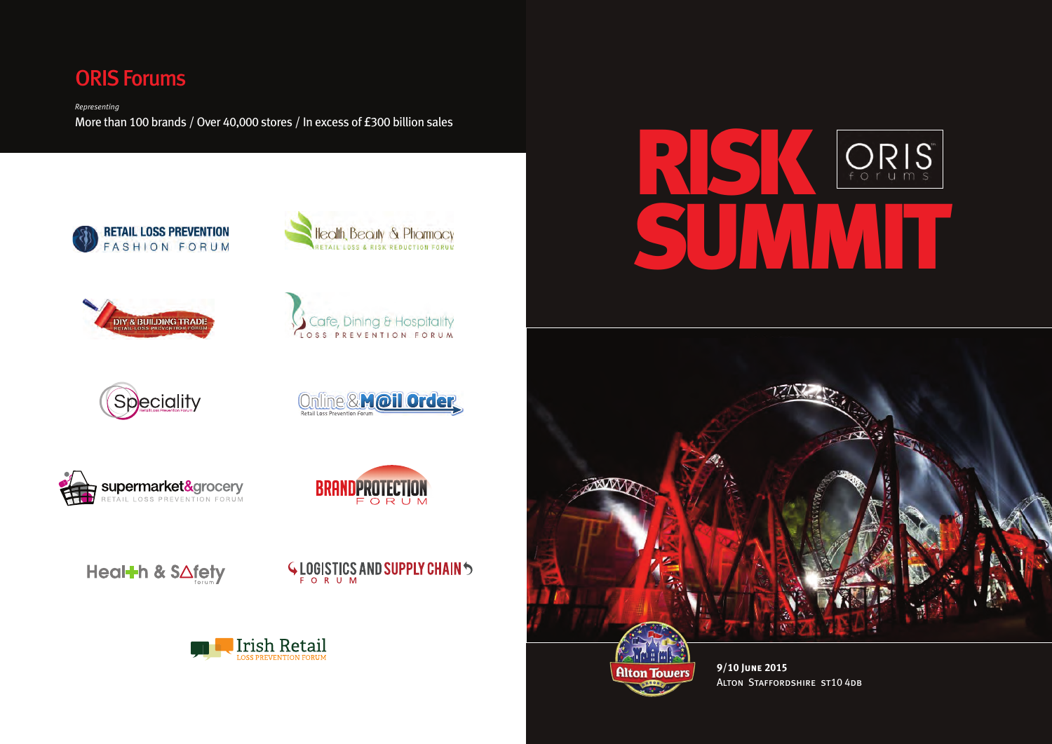## ORIS Forums

*Representing*

More than 100 brands / Over 40,000 stores / In excess of £300 billion sales

- Retail Loss Prevention Fashion Forum
- Health, Beauty & Pharmacy Retail Loss & Risk Reduction Forum
- DIY & Building Trade Retail Loss Prevention Forum
- Cafe, Dining & Hospitality Loss Prevention Forum
- Speciality Retail Loss Prevention Forum
- Online & M@il Order Retail Loss Prevention Forum
- supermarket&grocery Retail Loss Prevention Forum
- Brand Protection Forum
- Health & Safety Forum
- Logistics and Supply Chain Forum
- Irish Retail Loss Prevention Forum

# RISK SUMMIT

ORIS forums

Alton Towers

**9/10 June 2015**

Alton Staffordshire ST10 4DB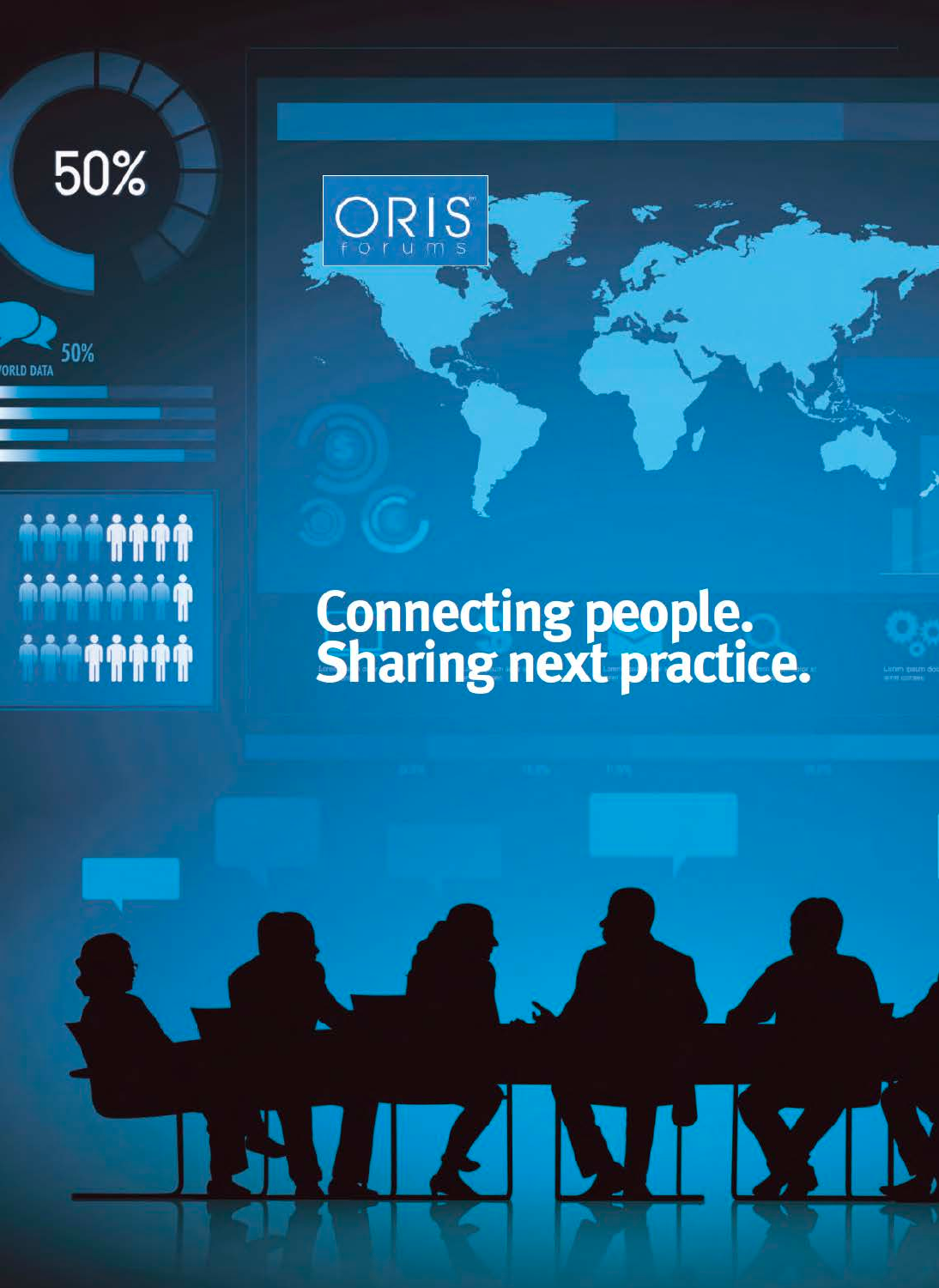ORIS forums

# Connecting people. Sharing next practice.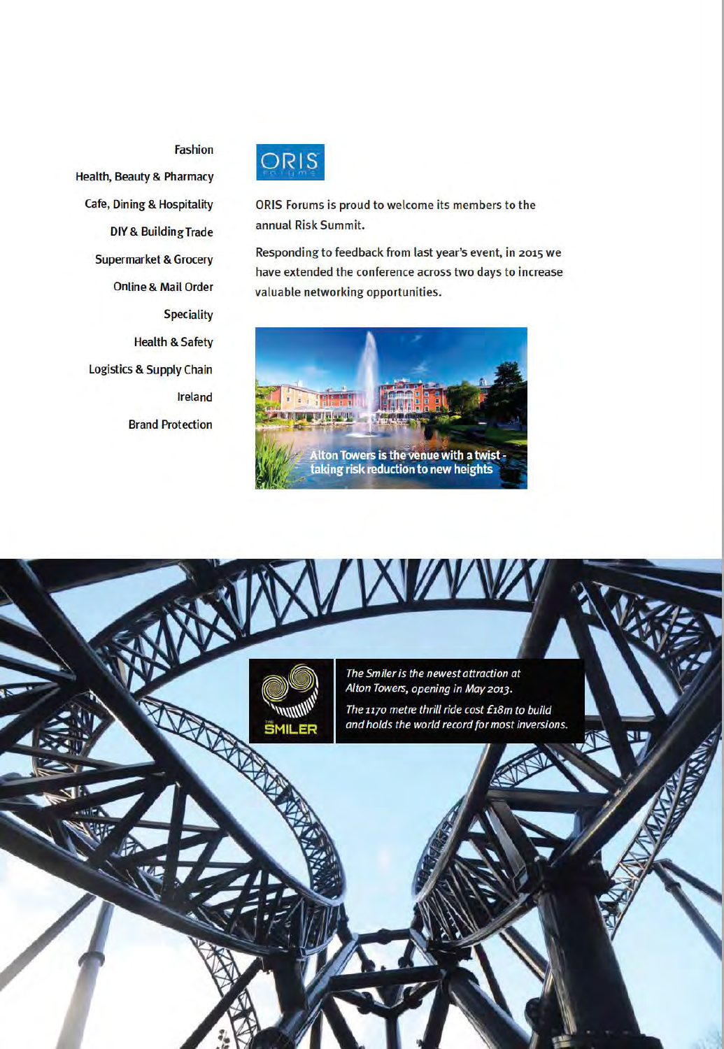- Fashion
- Health, Beauty & Pharmacy
- Cafe, Dining & Hospitality
- DIY & Building Trade
- Supermarket & Grocery
- Online & Mail Order
- Speciality
- Health & Safety
- Logistics & Supply Chain
- Ireland
- Brand Protection

ORIS Forums

ORIS Forums is proud to welcome its members to the annual Risk Summit.

Responding to feedback from last year's event, in 2015 we have extended the conference across two days to increase valuable networking opportunities.

Alton Towers is the venue with a twist - taking risk reduction to new heights

THE SMILER

*The Smiler is the newest attraction at Alton Towers, opening in May 2013.*

*The 1170 metre thrill ride cost £18m to build and holds the world record for most inversions.*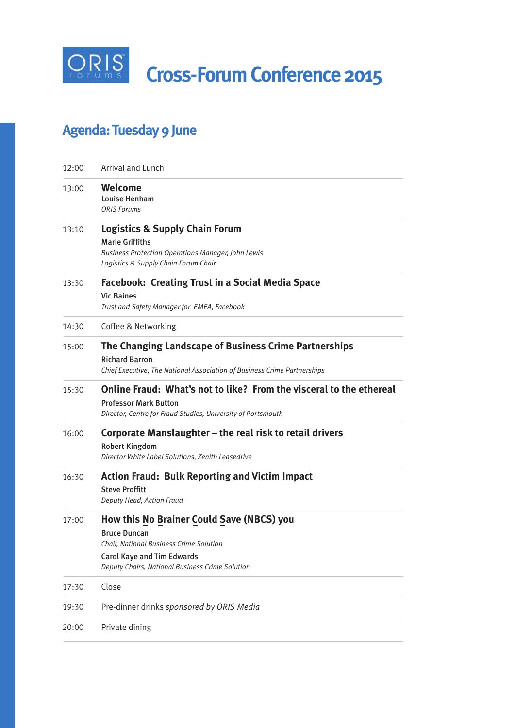# Cross-Forum Conference 2015

## Agenda: Tuesday 9 June

| | |
|---|---|
| 12:00 | Arrival and Lunch |
| 13:00 | **Welcome**<br>**Louise Henham**<br>*ORIS Forums* |
| 13:10 | **Logistics & Supply Chain Forum**<br>**Marie Griffiths**<br>*Business Protection Operations Manager, John Lewis*<br>*Logistics & Supply Chain Forum Chair* |
| 13:30 | **Facebook: Creating Trust in a Social Media Space**<br>**Vic Baines**<br>*Trust and Safety Manager for EMEA, Facebook* |
| 14:30 | Coffee & Networking |
| 15:00 | **The Changing Landscape of Business Crime Partnerships**<br>**Richard Barron**<br>*Chief Executive, The National Association of Business Crime Partnerships* |
| 15:30 | **Online Fraud: What's not to like? From the visceral to the ethereal**<br>**Professor Mark Button**<br>*Director, Centre for Fraud Studies, University of Portsmouth* |
| 16:00 | **Corporate Manslaughter – the real risk to retail drivers**<br>**Robert Kingdom**<br>*Director White Label Solutions, Zenith Leasedrive* |
| 16:30 | **Action Fraud: Bulk Reporting and Victim Impact**<br>**Steve Proffitt**<br>*Deputy Head, Action Fraud* |
| 17:00 | **How this No Brainer Could Save (NBCS) you**<br>**Bruce Duncan**<br>*Chair, National Business Crime Solution*<br>**Carol Kaye and Tim Edwards**<br>*Deputy Chairs, National Business Crime Solution* |
| 17:30 | Close |
| 19:30 | Pre-dinner drinks *sponsored by ORIS Media* |
| 20:00 | Private dining |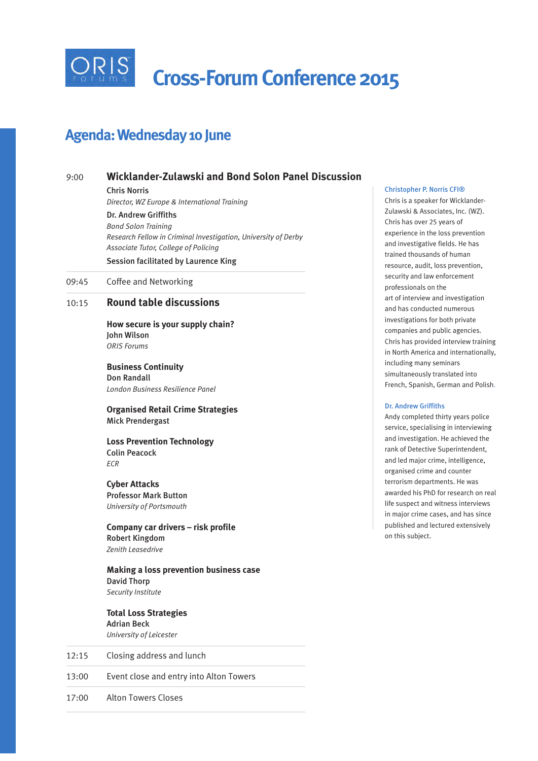ORIS forums

# Cross-Forum Conference 2015

## Agenda: Wednesday 10 June

**9:00 Wicklander-Zulawski and Bond Solon Panel Discussion**

**Chris Norris**
*Director, WZ Europe & International Training*

**Dr. Andrew Griffiths**
*Bond Solon Training*
*Research Fellow in Criminal Investigation, University of Derby*
*Associate Tutor, College of Policing*

**Session facilitated by Laurence King**

09:45 Coffee and Networking

**10:15 Round table discussions**

**How secure is your supply chain?**
**John Wilson**
*ORIS Forums*

**Business Continuity**
**Don Randall**
*London Business Resilience Panel*

**Organised Retail Crime Strategies**
**Mick Prendergast**

**Loss Prevention Technology**
**Colin Peacock**
*ECR*

**Cyber Attacks**
**Professor Mark Button**
*University of Portsmouth*

**Company car drivers – risk profile**
**Robert Kingdom**
*Zenith Leasedrive*

**Making a loss prevention business case**
**David Thorp**
*Security Institute*

**Total Loss Strategies**
**Adrian Beck**
*University of Leicester*

12:15 Closing address and lunch

13:00 Event close and entry into Alton Towers

17:00 Alton Towers Closes

---

**Christopher P. Norris CFI®**

Chris is a speaker for Wicklander-Zulawski & Associates, Inc. (WZ). Chris has over 25 years of experience in the loss prevention and investigative fields. He has trained thousands of human resource, audit, loss prevention, security and law enforcement professionals on the art of interview and investigation and has conducted numerous investigations for both private companies and public agencies. Chris has provided interview training in North America and internationally, including many seminars simultaneously translated into French, Spanish, German and Polish.

**Dr. Andrew Griffiths**

Andy completed thirty years police service, specialising in interviewing and investigation. He achieved the rank of Detective Superintendent, and led major crime, intelligence, organised crime and counter terrorism departments. He was awarded his PhD for research on real life suspect and witness interviews in major crime cases, and has since published and lectured extensively on this subject.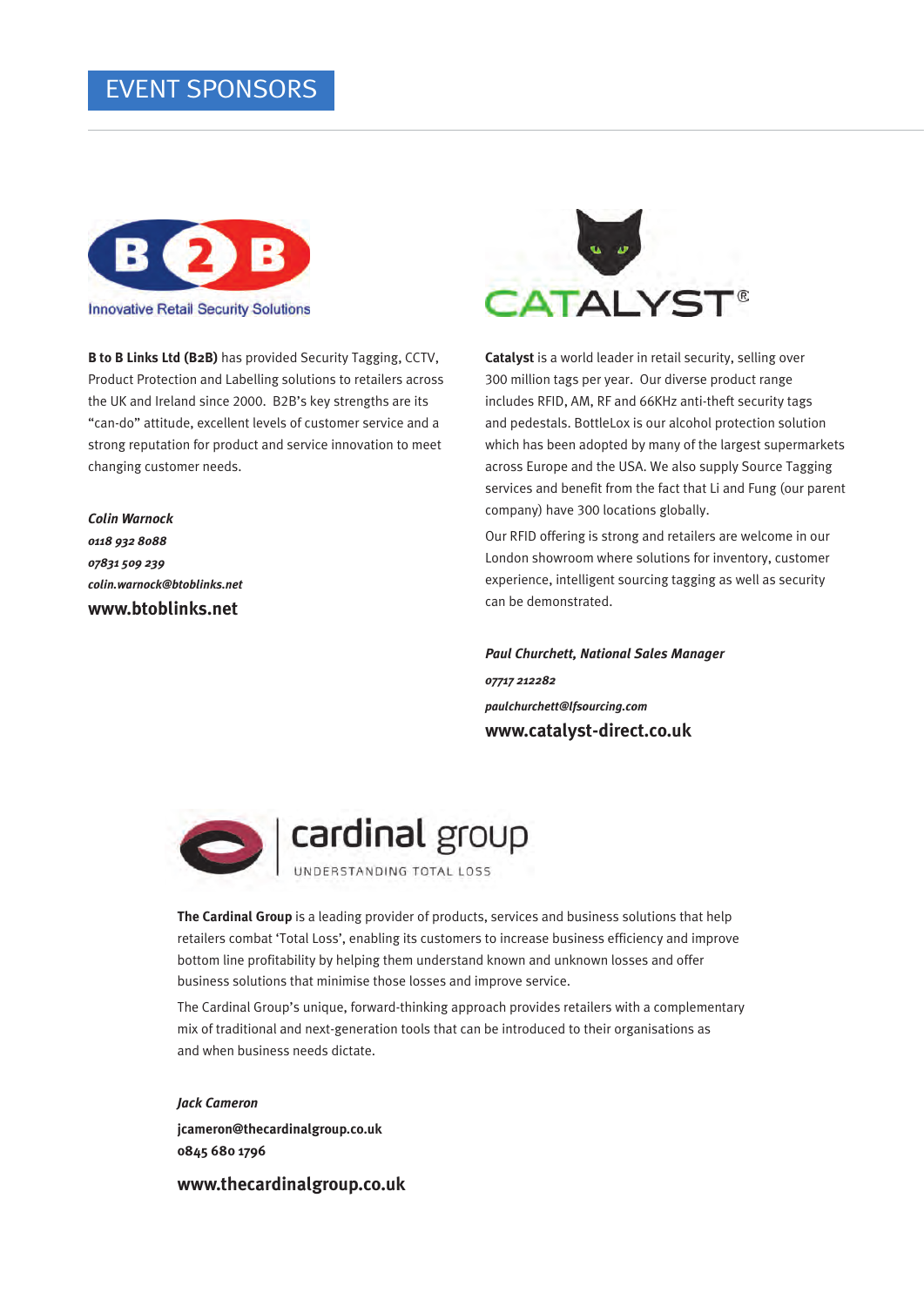# EVENT SPONSORS

Innovative Retail Security Solutions

**B to B Links Ltd (B2B)** has provided Security Tagging, CCTV, Product Protection and Labelling solutions to retailers across the UK and Ireland since 2000. B2B's key strengths are its "can-do" attitude, excellent levels of customer service and a strong reputation for product and service innovation to meet changing customer needs.

***Colin Warnock***
***0118 932 8088***
***07831 509 239***
***colin.warnock@btoblinks.net***
**www.btoblinks.net**

**Catalyst** is a world leader in retail security, selling over 300 million tags per year. Our diverse product range includes RFID, AM, RF and 66KHz anti-theft security tags and pedestals. BottleLox is our alcohol protection solution which has been adopted by many of the largest supermarkets across Europe and the USA. We also supply Source Tagging services and benefit from the fact that Li and Fung (our parent company) have 300 locations globally.

Our RFID offering is strong and retailers are welcome in our London showroom where solutions for inventory, customer experience, intelligent sourcing tagging as well as security can be demonstrated.

***Paul Churchett, National Sales Manager***
***07717 212282***
***paulchurchett@lfsourcing.com***
**www.catalyst-direct.co.uk**

cardinal group
UNDERSTANDING TOTAL LOSS

**The Cardinal Group** is a leading provider of products, services and business solutions that help retailers combat 'Total Loss', enabling its customers to increase business efficiency and improve bottom line profitability by helping them understand known and unknown losses and offer business solutions that minimise those losses and improve service.

The Cardinal Group's unique, forward-thinking approach provides retailers with a complementary mix of traditional and next-generation tools that can be introduced to their organisations as and when business needs dictate.

***Jack Cameron***
**jcameron@thecardinalgroup.co.uk**
**0845 680 1796**

**www.thecardinalgroup.co.uk**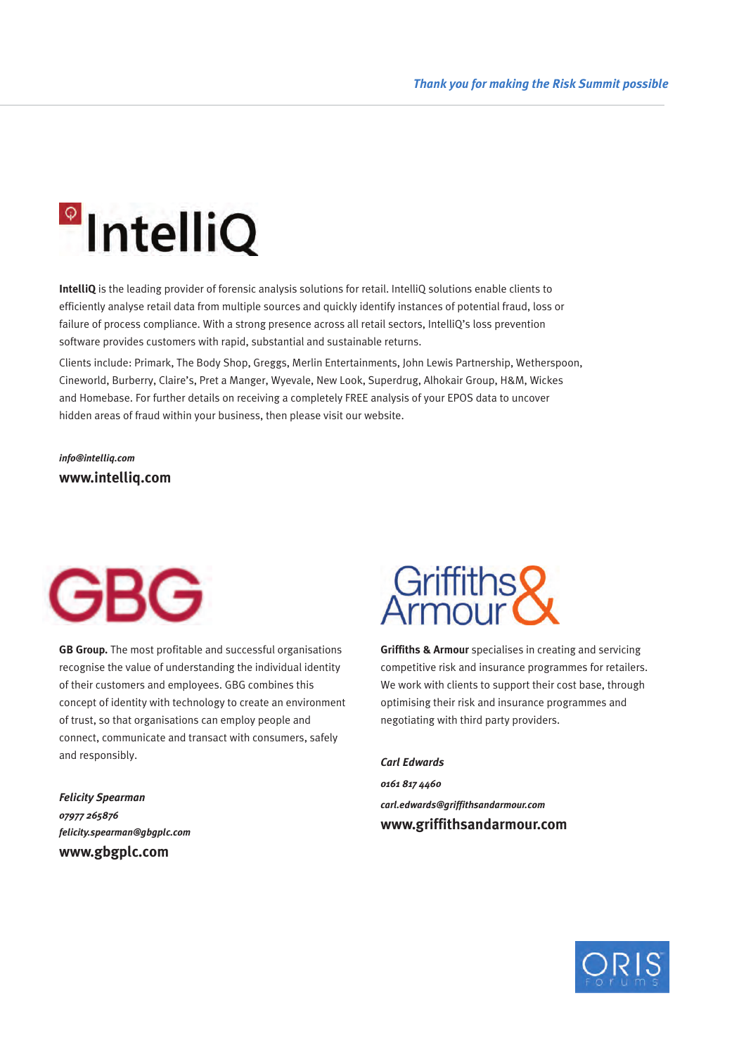## IntelliQ

**IntelliQ** is the leading provider of forensic analysis solutions for retail. IntelliQ solutions enable clients to efficiently analyse retail data from multiple sources and quickly identify instances of potential fraud, loss or failure of process compliance. With a strong presence across all retail sectors, IntelliQ's loss prevention software provides customers with rapid, substantial and sustainable returns.

Clients include: Primark, The Body Shop, Greggs, Merlin Entertainments, John Lewis Partnership, Wetherspoon, Cineworld, Burberry, Claire's, Pret a Manger, Wyevale, New Look, Superdrug, Alhokair Group, H&M, Wickes and Homebase. For further details on receiving a completely FREE analysis of your EPOS data to uncover hidden areas of fraud within your business, then please visit our website.

*info@intelliq.com*
**www.intelliq.com**

## GBG

**GB Group.** The most profitable and successful organisations recognise the value of understanding the individual identity of their customers and employees. GBG combines this concept of identity with technology to create an environment of trust, so that organisations can employ people and connect, communicate and transact with consumers, safely and responsibly.

***Felicity Spearman***
*07977 265876*
*felicity.spearman@gbgplc.com*
**www.gbgplc.com**

## Griffiths & Armour

**Griffiths & Armour** specialises in creating and servicing competitive risk and insurance programmes for retailers. We work with clients to support their cost base, through optimising their risk and insurance programmes and negotiating with third party providers.

***Carl Edwards***
*0161 817 4460*
*carl.edwards@griffithsandarmour.com*
**www.griffithsandarmour.com**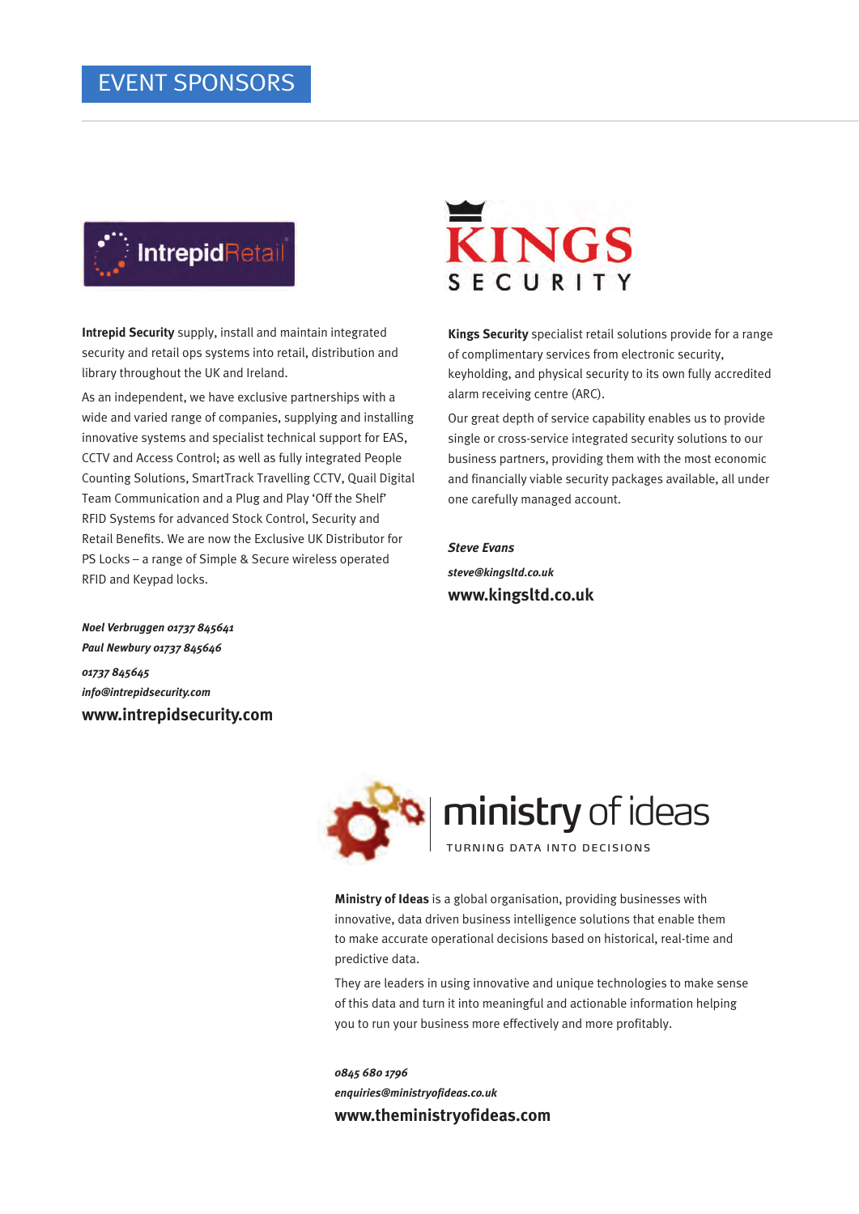# EVENT SPONSORS

IntrepidRetail

**Intrepid Security** supply, install and maintain integrated security and retail ops systems into retail, distribution and library throughout the UK and Ireland.

As an independent, we have exclusive partnerships with a wide and varied range of companies, supplying and installing innovative systems and specialist technical support for EAS, CCTV and Access Control; as well as fully integrated People Counting Solutions, SmartTrack Travelling CCTV, Quail Digital Team Communication and a Plug and Play 'Off the Shelf' RFID Systems for advanced Stock Control, Security and Retail Benefits. We are now the Exclusive UK Distributor for PS Locks – a range of Simple & Secure wireless operated RFID and Keypad locks.

***Noel Verbruggen 01737 845641***
***Paul Newbury 01737 845646***

***01737 845645***
***info@intrepidsecurity.com***

**www.intrepidsecurity.com**

KINGS SECURITY

**Kings Security** specialist retail solutions provide for a range of complimentary services from electronic security, keyholding, and physical security to its own fully accredited alarm receiving centre (ARC).

Our great depth of service capability enables us to provide single or cross-service integrated security solutions to our business partners, providing them with the most economic and financially viable security packages available, all under one carefully managed account.

***Steve Evans***

***steve@kingsltd.co.uk***

**www.kingsltd.co.uk**

ministry of ideas
TURNING DATA INTO DECISIONS

**Ministry of Ideas** is a global organisation, providing businesses with innovative, data driven business intelligence solutions that enable them to make accurate operational decisions based on historical, real-time and predictive data.

They are leaders in using innovative and unique technologies to make sense of this data and turn it into meaningful and actionable information helping you to run your business more effectively and more profitably.

***0845 680 1796***
***enquiries@ministryofideas.co.uk***

**www.theministryofideas.com**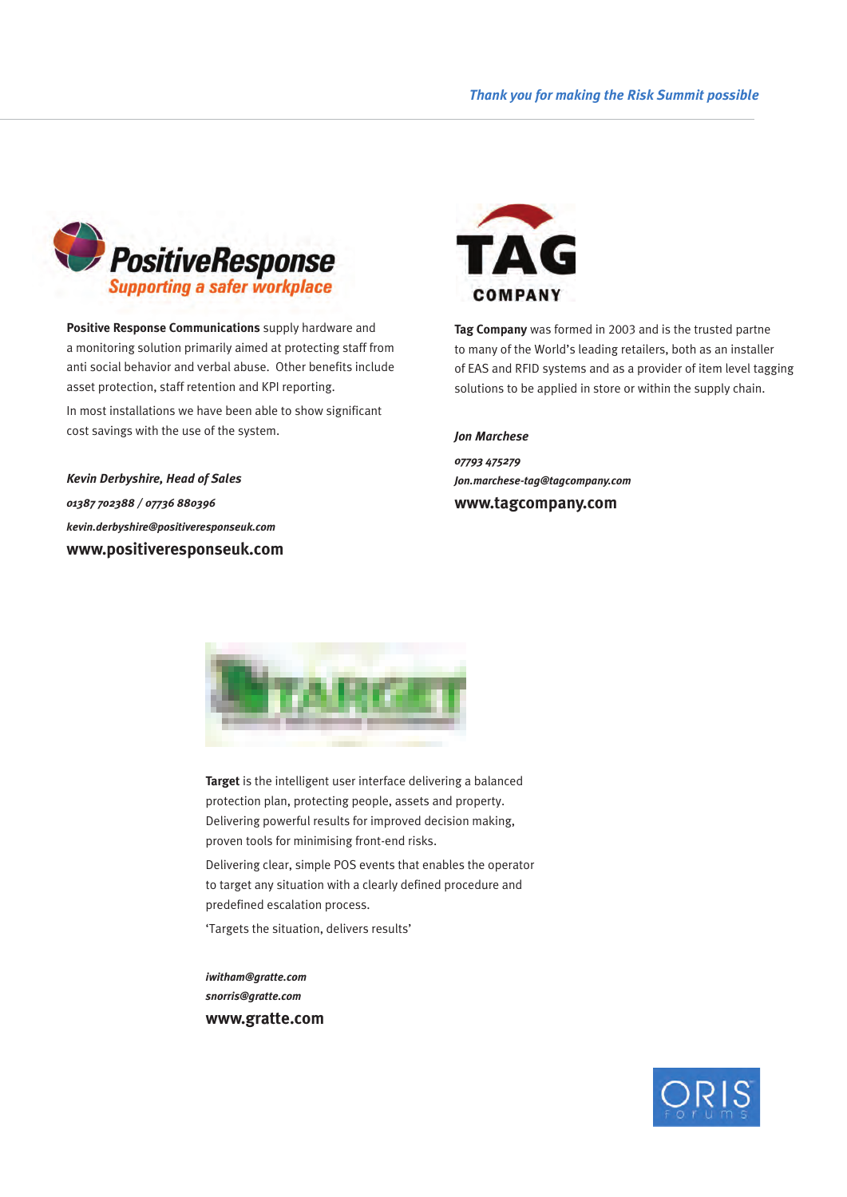PositiveResponse
Supporting a safer workplace

**Positive Response Communications** supply hardware and a monitoring solution primarily aimed at protecting staff from anti social behavior and verbal abuse. Other benefits include asset protection, staff retention and KPI reporting.

In most installations we have been able to show significant cost savings with the use of the system.

***Kevin Derbyshire, Head of Sales***

*01387 702388 / 07736 880396*

*kevin.derbyshire@positiveresponseuk.com*

**www.positiveresponseuk.com**

TAG COMPANY

**Tag Company** was formed in 2003 and is the trusted partne to many of the World's leading retailers, both as an installer of EAS and RFID systems and as a provider of item level tagging solutions to be applied in store or within the supply chain.

***Jon Marchese***

*07793 475279*

*Jon.marchese-tag@tagcompany.com*

**www.tagcompany.com**

**Target** is the intelligent user interface delivering a balanced protection plan, protecting people, assets and property. Delivering powerful results for improved decision making, proven tools for minimising front-end risks.

Delivering clear, simple POS events that enables the operator to target any situation with a clearly defined procedure and predefined escalation process.

'Targets the situation, delivers results'

*iwitham@gratte.com*

*snorris@gratte.com*

**www.gratte.com**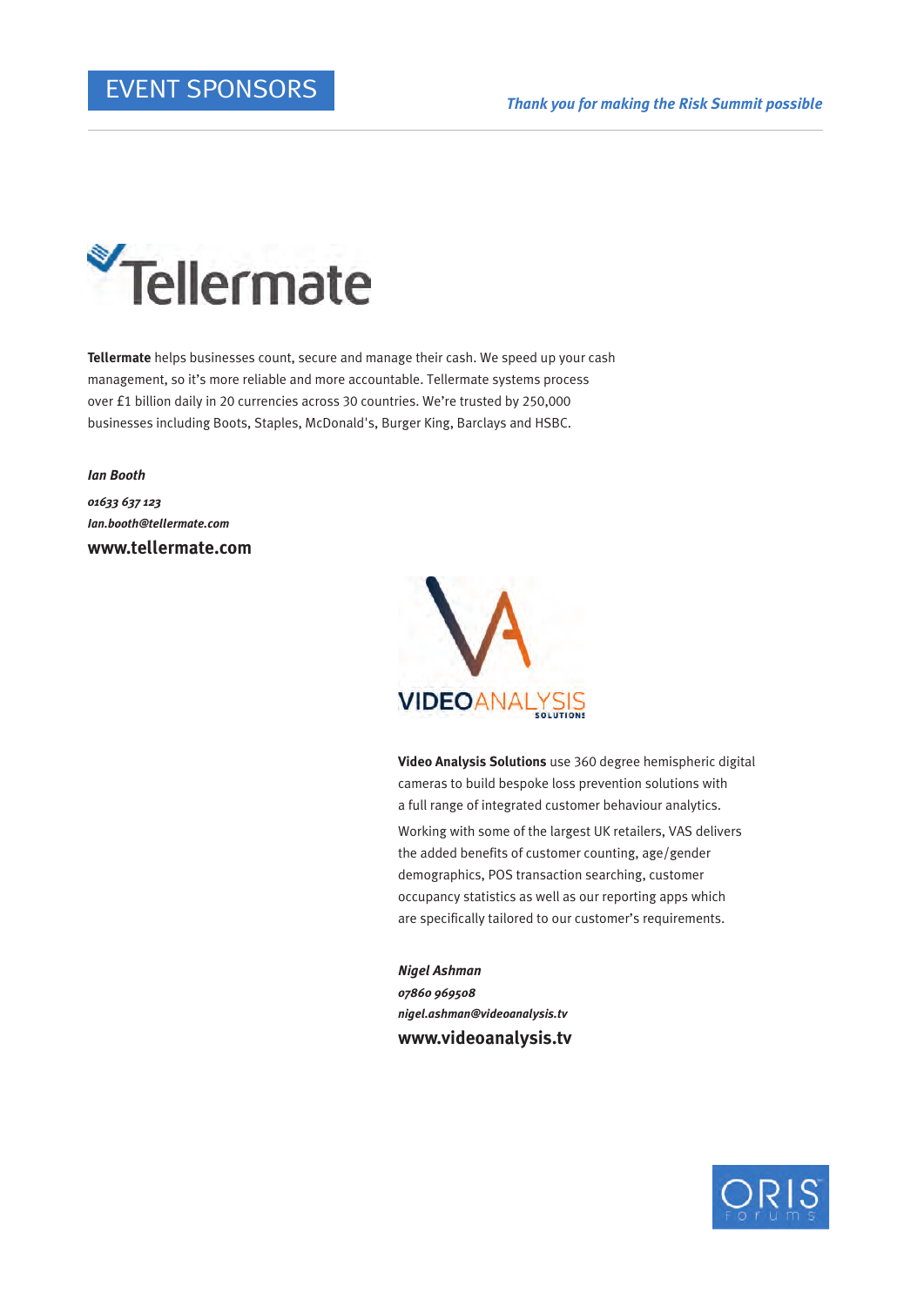# EVENT SPONSORS

*Thank you for making the Risk Summit possible*

**Tellermate** helps businesses count, secure and manage their cash. We speed up your cash management, so it's more reliable and more accountable. Tellermate systems process over £1 billion daily in 20 currencies across 30 countries. We're trusted by 250,000 businesses including Boots, Staples, McDonald's, Burger King, Barclays and HSBC.

***Ian Booth***

***01633 637 123***

***Ian.booth@tellermate.com***

**www.tellermate.com**

**Video Analysis Solutions** use 360 degree hemispheric digital cameras to build bespoke loss prevention solutions with a full range of integrated customer behaviour analytics.

Working with some of the largest UK retailers, VAS delivers the added benefits of customer counting, age/gender demographics, POS transaction searching, customer occupancy statistics as well as our reporting apps which are specifically tailored to our customer's requirements.

***Nigel Ashman***

***07860 969508***

***nigel.ashman@videoanalysis.tv***

**www.videoanalysis.tv**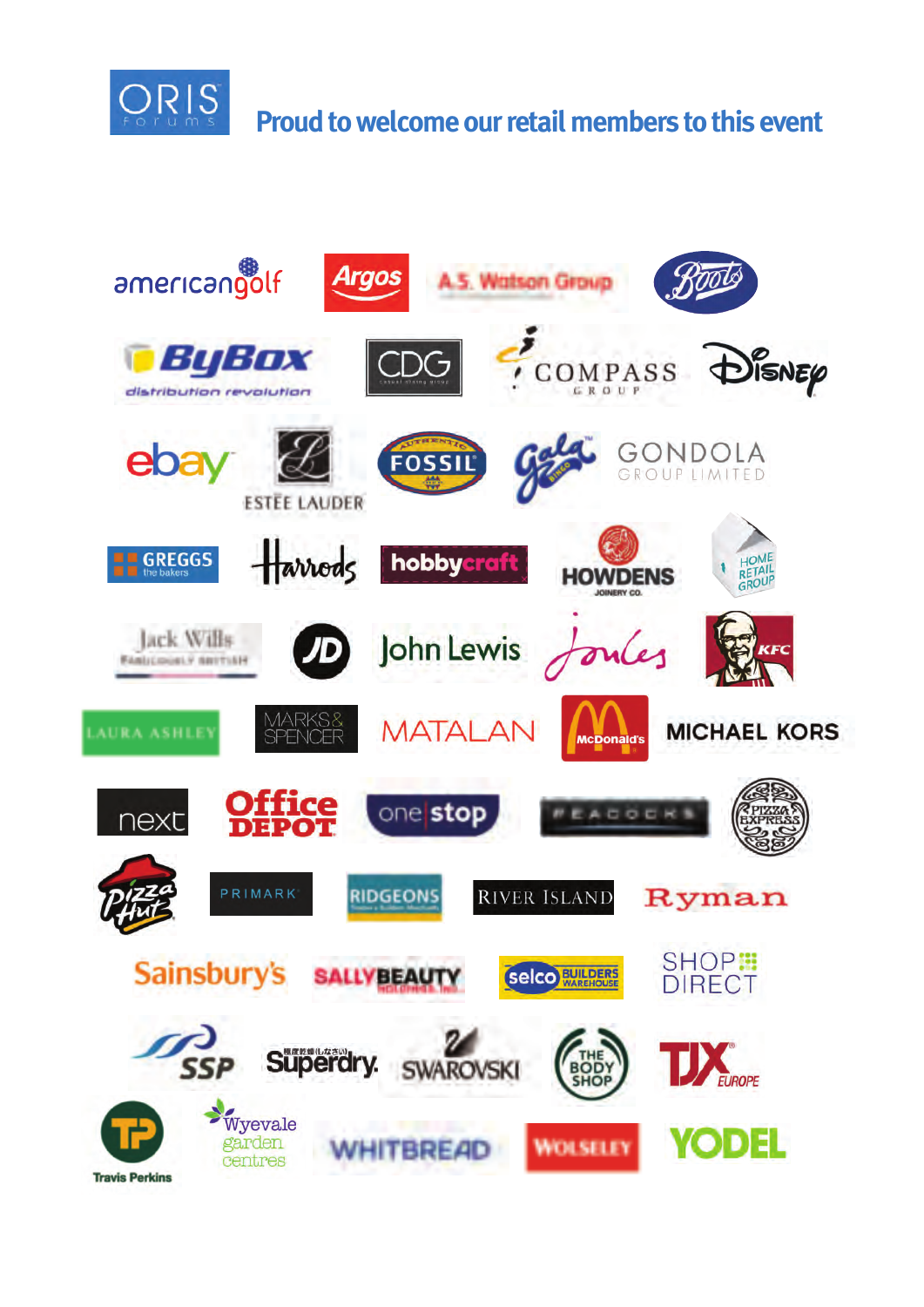ORIS forums

## Proud to welcome our retail members to this event

americangolf
Argos
A.S. Watson Group
Boots
ByBox distribution revolution
CDG
Compass Group
Disney
ebay
Estée Lauder
Fossil
Gala Bingo
Gondola Group Limited
Greggs the bakers
Harrods
hobbycraft
Howdens Joinery Co.
Home Retail Group
Jack Wills Fabulously British
JD
John Lewis
Joules
KFC
Laura Ashley
Marks & Spencer
Matalan
McDonald's
Michael Kors
next
Office Depot
one stop
Peacocks
Pizza Express
Pizza Hut
Primark
Ridgeons
River Island
Ryman
Sainsbury's
Sally Beauty Holdings, Inc.
selco Builders Warehouse
Shop Direct
SSP
Superdry
Swarovski
The Body Shop
TJX Europe
Travis Perkins
Wyevale garden centres
Whitbread
Wolseley
Yodel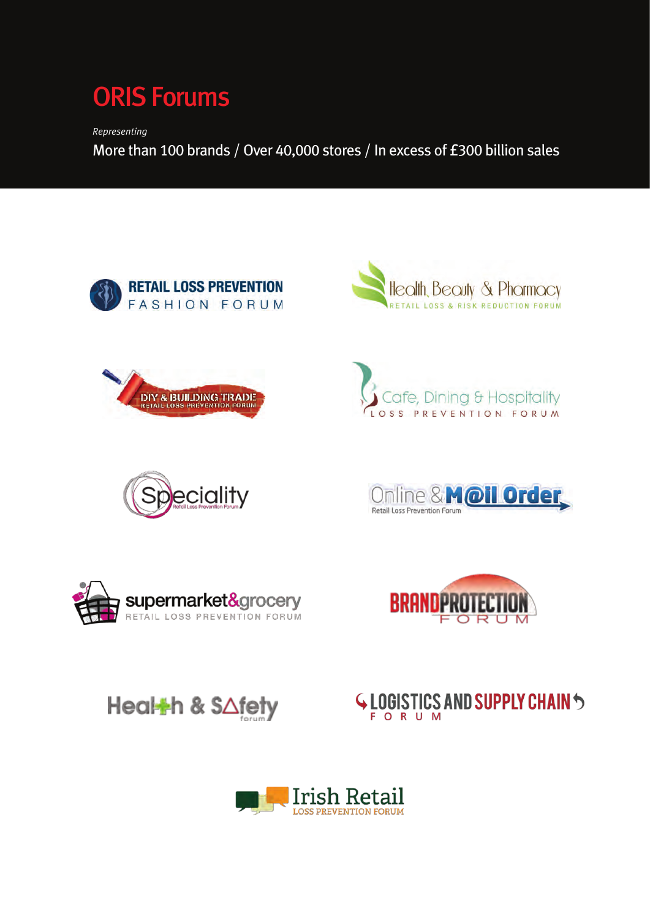# ORIS Forums

*Representing*

More than 100 brands / Over 40,000 stores / In excess of £300 billion sales

RETAIL LOSS PREVENTION FASHION FORUM

Health, Beauty & Pharmacy RETAIL LOSS & RISK REDUCTION FORUM

DIY & BUILDING TRADE RETAIL LOSS PREVENTION FORUM

Cafe, Dining & Hospitality LOSS PREVENTION FORUM

Speciality Retail Loss Prevention Forum

Online & M@il Order Retail Loss Prevention Forum

supermarket&grocery RETAIL LOSS PREVENTION FORUM

BRANDPROTECTION FORUM

Health & Safety forum

LOGISTICS AND SUPPLY CHAIN FORUM

Irish Retail LOSS PREVENTION FORUM